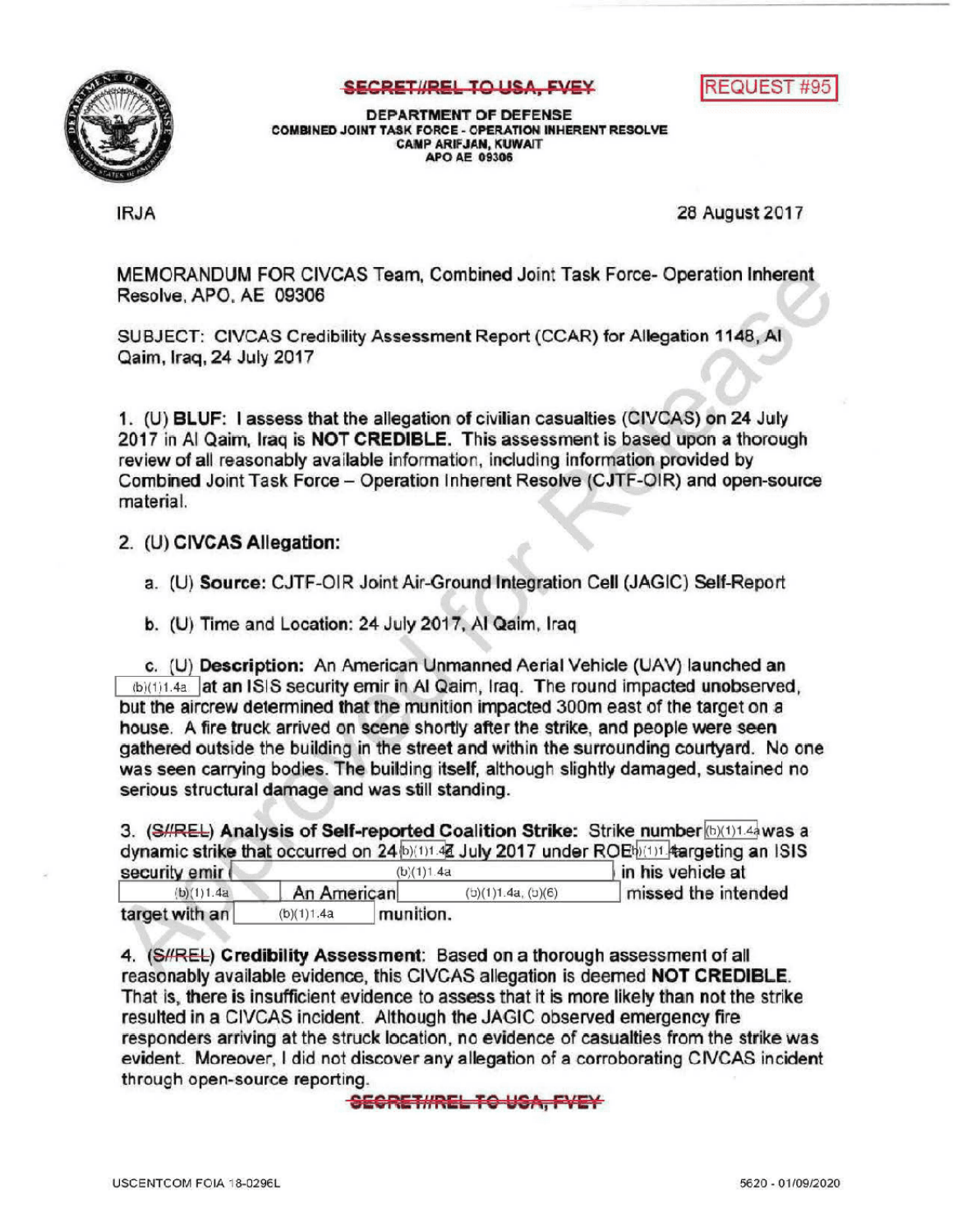SECRET//REL TO USA, FVEY

REQUEST #95

DEPARTMENT OF DEFENSE
COMBINED JOINT TASK FORCE - OPERATION INHERENT RESOLVE
CAMP ARIFJAN, KUWAIT
APO AE 09306

IRJA

28 August 2017

MEMORANDUM FOR CIVCAS Team, Combined Joint Task Force- Operation Inherent Resolve, APO, AE 09306

SUBJECT: CIVCAS Credibility Assessment Report (CCAR) for Allegation 1148, Al Qaim, Iraq, 24 July 2017

1. (U) **BLUF:** I assess that the allegation of civilian casualties (CIVCAS) on 24 July 2017 in Al Qaim, Iraq is **NOT CREDIBLE.** This assessment is based upon a thorough review of all reasonably available information, including information provided by Combined Joint Task Force – Operation Inherent Resolve (CJTF-OIR) and open-source material.

2. (U) **CIVCAS Allegation:**

   a. (U) **Source:** CJTF-OIR Joint Air-Ground Integration Cell (JAGIC) Self-Report

   b. (U) Time and Location: 24 July 2017, Al Qaim, Iraq

   c. (U) **Description:** An American Unmanned Aerial Vehicle (UAV) launched an (b)(1)1.4a at an ISIS security emir in Al Qaim, Iraq. The round impacted unobserved, but the aircrew determined that the munition impacted 300m east of the target on a house. A fire truck arrived on scene shortly after the strike, and people were seen gathered outside the building in the street and within the surrounding courtyard. No one was seen carrying bodies. The building itself, although slightly damaged, sustained no serious structural damage and was still standing.

3. (S//REL) **Analysis of Self-reported Coalition Strike:** Strike number (b)(1)1.4a was a dynamic strike that occurred on 24 (b)(1)1.4a July 2017 under ROE (b)(1)1.4a targeting an ISIS security emir (b)(1)1.4a in his vehicle at (b)(1)1.4a An American (b)(1)1.4a, (b)(6) missed the intended target with an (b)(1)1.4a munition.

4. (S//REL) **Credibility Assessment**: Based on a thorough assessment of all reasonably available evidence, this CIVCAS allegation is deemed **NOT CREDIBLE**. That is, there is insufficient evidence to assess that it is more likely than not the strike resulted in a CIVCAS incident. Although the JAGIC observed emergency fire responders arriving at the struck location, no evidence of casualties from the strike was evident. Moreover, I did not discover any allegation of a corroborating CIVCAS incident through open-source reporting.

SECRET//REL TO USA, FVEY

USCENTCOM FOIA 18-0296L

5620 - 01/09/2020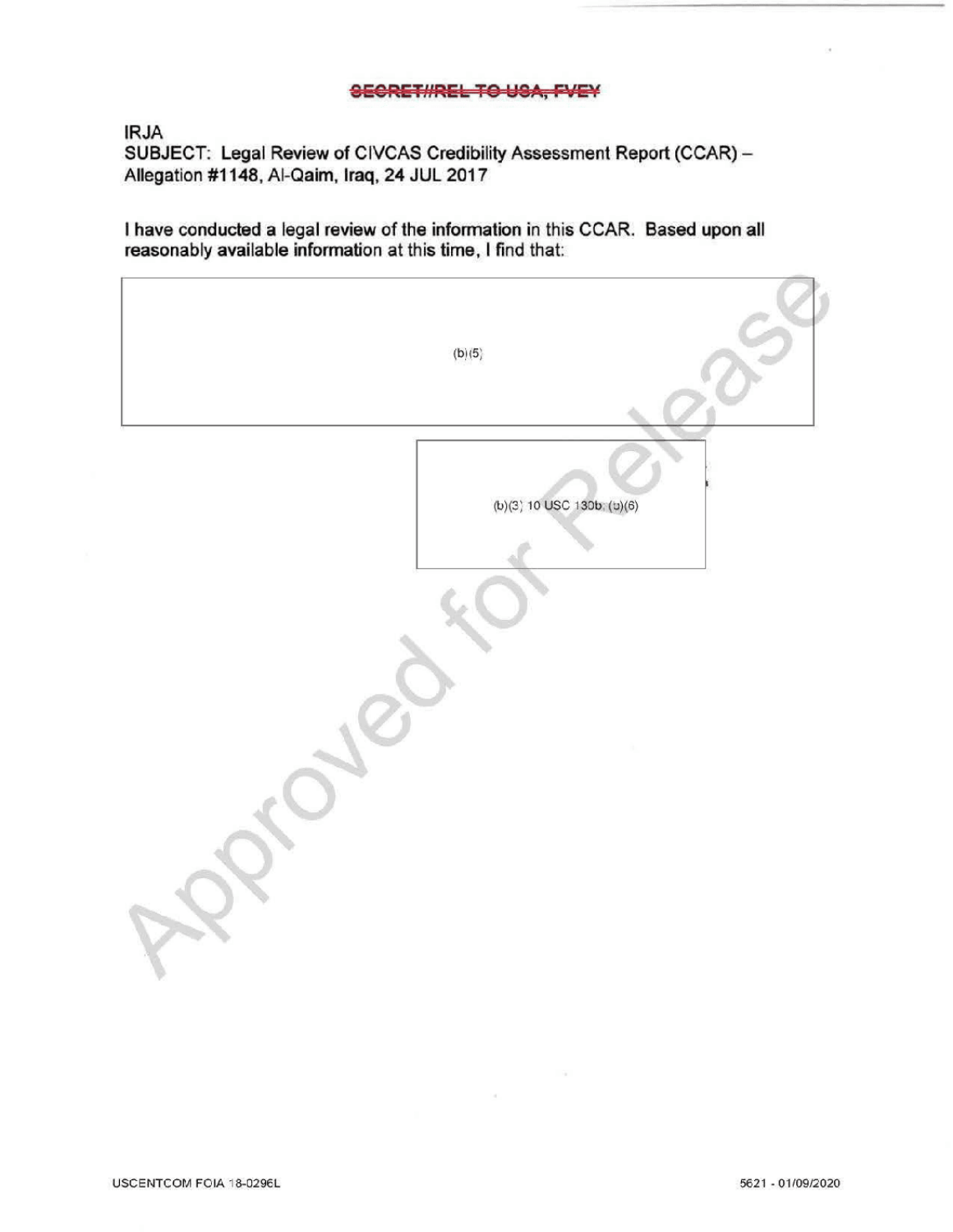~~SECRET//REL TO USA, FVEY~~

IRJA

SUBJECT: Legal Review of CIVCAS Credibility Assessment Report (CCAR) – Allegation #1148, Al-Qaim, Iraq, 24 JUL 2017

**I have conducted a legal review of the information in this CCAR. Based upon all reasonably available information at this time, I find that:**

(b)(5)

(b)(3) 10 USC 130b; (b)(6)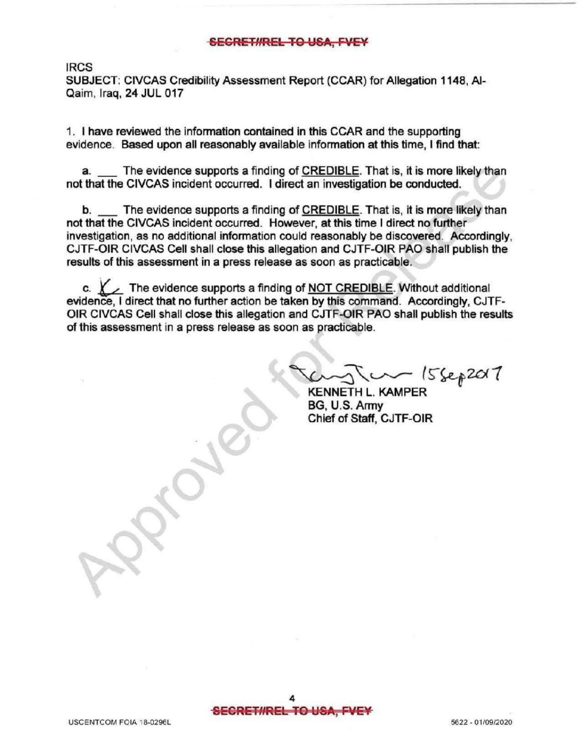SECRET//REL TO USA, FVEY

IRCS
**SUBJECT:** CIVCAS Credibility Assessment Report (CCAR) for Allegation 1148, Al-Qaim, Iraq, **24 JUL 017**

1. **I have reviewed the information contained in this CCAR and the supporting evidence. Based upon all reasonably available information at this time, I find that:**

   a. ___ The evidence supports a finding of CREDIBLE. That is, it is more likely than not that the CIVCAS incident occurred. I direct an investigation be conducted.

   b. ___ The evidence supports a finding of CREDIBLE. That is, it is more likely than not that the CIVCAS incident occurred. However, at this time I direct no further investigation, as no additional information could reasonably be discovered. Accordingly, CJTF-OIR CIVCAS Cell shall close this allegation and CJTF-OIR PAO shall publish the results of this assessment in a press release as soon as practicable.

   c. _X_ The evidence supports a finding of NOT CREDIBLE. Without additional evidence, I direct that no further action be taken by this command. Accordingly, CJTF-OIR CIVCAS Cell shall close this allegation and CJTF-OIR PAO shall publish the results of this assessment in a press release as soon as practicable.

15Sep2017

KENNETH L. KAMPER
BG, U.S. Army
Chief of Staff, CJTF-OIR

SECRET//REL TO USA, FVEY

USCENTCOM FOIA 18-0296L

5622 - 01/09/2020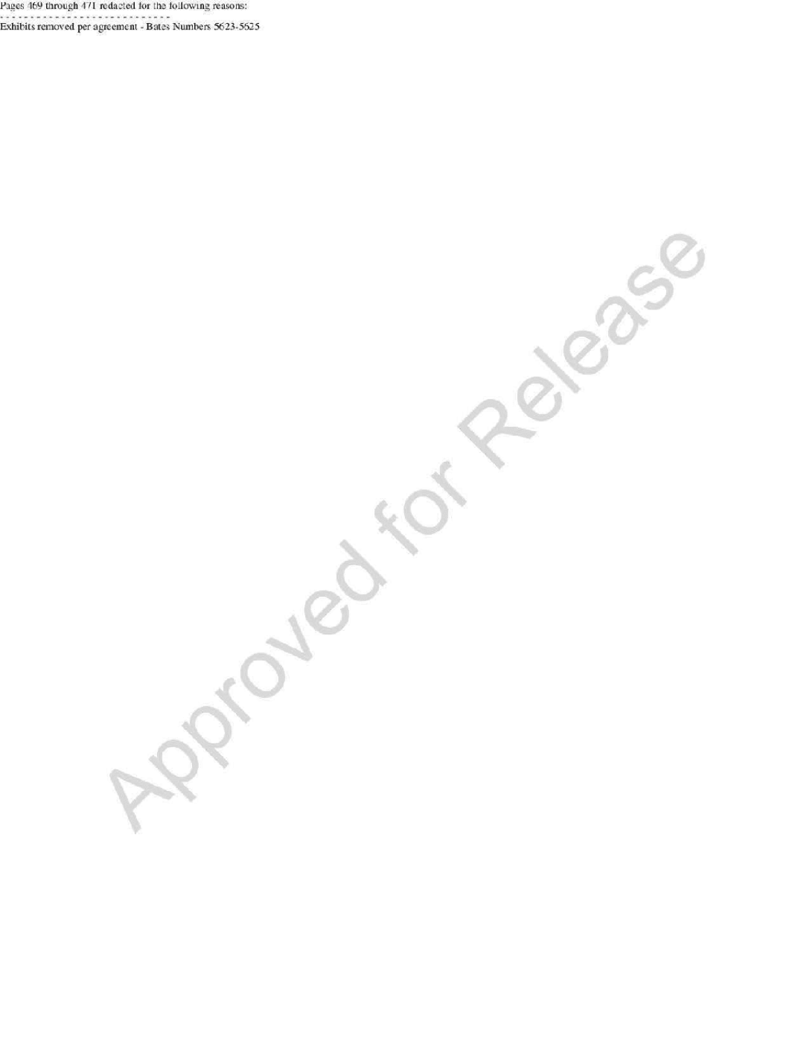Pages 469 through 471 redacted for the following reasons:

- - - - - - - - - - - - - - - - - - - - - - - - - - - -

Exhibits removed per agreement - Bates Numbers 5623-5625